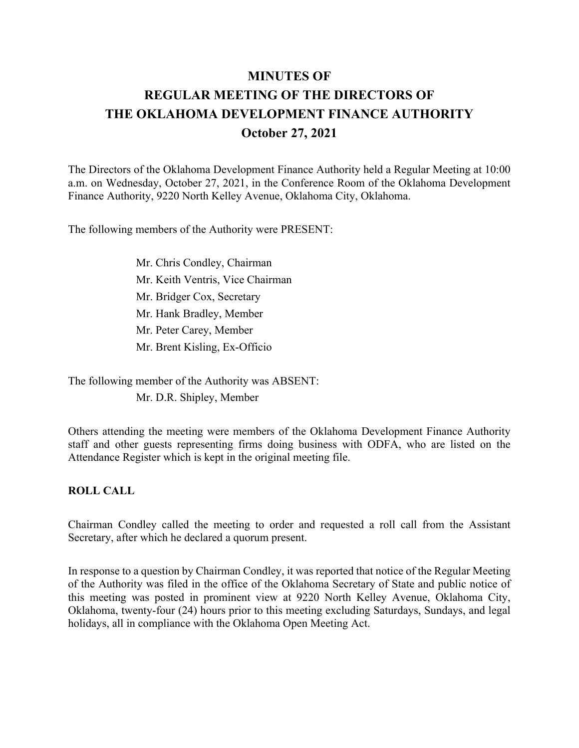# MINUTES OF
# REGULAR MEETING OF THE DIRECTORS OF
# THE OKLAHOMA DEVELOPMENT FINANCE AUTHORITY
# October 27, 2021

The Directors of the Oklahoma Development Finance Authority held a Regular Meeting at 10:00 a.m. on Wednesday, October 27, 2021, in the Conference Room of the Oklahoma Development Finance Authority, 9220 North Kelley Avenue, Oklahoma City, Oklahoma.

The following members of the Authority were PRESENT:

Mr. Chris Condley, Chairman
Mr. Keith Ventris, Vice Chairman
Mr. Bridger Cox, Secretary
Mr. Hank Bradley, Member
Mr. Peter Carey, Member
Mr. Brent Kisling, Ex-Officio

The following member of the Authority was ABSENT:

Mr. D.R. Shipley, Member

Others attending the meeting were members of the Oklahoma Development Finance Authority staff and other guests representing firms doing business with ODFA, who are listed on the Attendance Register which is kept in the original meeting file.

**ROLL CALL**

Chairman Condley called the meeting to order and requested a roll call from the Assistant Secretary, after which he declared a quorum present.

In response to a question by Chairman Condley, it was reported that notice of the Regular Meeting of the Authority was filed in the office of the Oklahoma Secretary of State and public notice of this meeting was posted in prominent view at 9220 North Kelley Avenue, Oklahoma City, Oklahoma, twenty-four (24) hours prior to this meeting excluding Saturdays, Sundays, and legal holidays, all in compliance with the Oklahoma Open Meeting Act.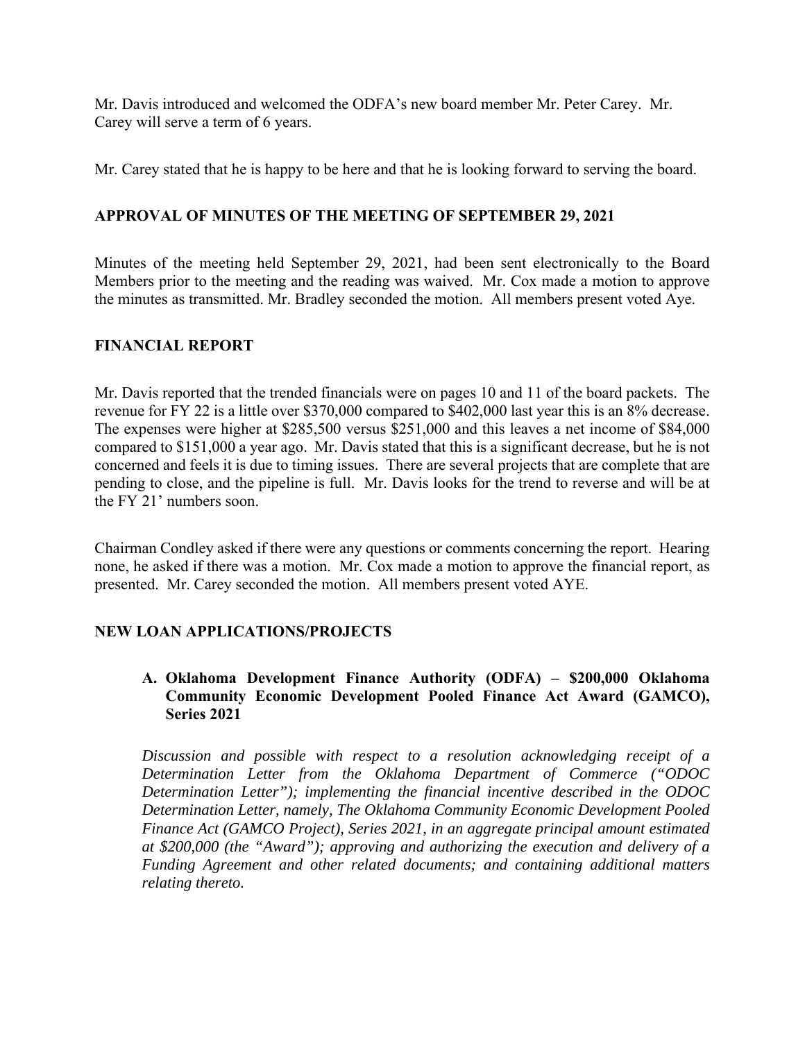Mr. Davis introduced and welcomed the ODFA's new board member Mr. Peter Carey. Mr. Carey will serve a term of 6 years.

Mr. Carey stated that he is happy to be here and that he is looking forward to serving the board.

## APPROVAL OF MINUTES OF THE MEETING OF SEPTEMBER 29, 2021

Minutes of the meeting held September 29, 2021, had been sent electronically to the Board Members prior to the meeting and the reading was waived. Mr. Cox made a motion to approve the minutes as transmitted. Mr. Bradley seconded the motion. All members present voted Aye.

## FINANCIAL REPORT

Mr. Davis reported that the trended financials were on pages 10 and 11 of the board packets. The revenue for FY 22 is a little over $370,000 compared to $402,000 last year this is an 8% decrease. The expenses were higher at $285,500 versus $251,000 and this leaves a net income of $84,000 compared to $151,000 a year ago. Mr. Davis stated that this is a significant decrease, but he is not concerned and feels it is due to timing issues. There are several projects that are complete that are pending to close, and the pipeline is full. Mr. Davis looks for the trend to reverse and will be at the FY 21' numbers soon.

Chairman Condley asked if there were any questions or comments concerning the report. Hearing none, he asked if there was a motion. Mr. Cox made a motion to approve the financial report, as presented. Mr. Carey seconded the motion. All members present voted AYE.

## NEW LOAN APPLICATIONS/PROJECTS

### A. Oklahoma Development Finance Authority (ODFA) – $200,000 Oklahoma Community Economic Development Pooled Finance Act Award (GAMCO), Series 2021

*Discussion and possible with respect to a resolution acknowledging receipt of a Determination Letter from the Oklahoma Department of Commerce ("ODOC Determination Letter"); implementing the financial incentive described in the ODOC Determination Letter, namely, The Oklahoma Community Economic Development Pooled Finance Act (GAMCO Project), Series 2021, in an aggregate principal amount estimated at $200,000 (the "Award"); approving and authorizing the execution and delivery of a Funding Agreement and other related documents; and containing additional matters relating thereto.*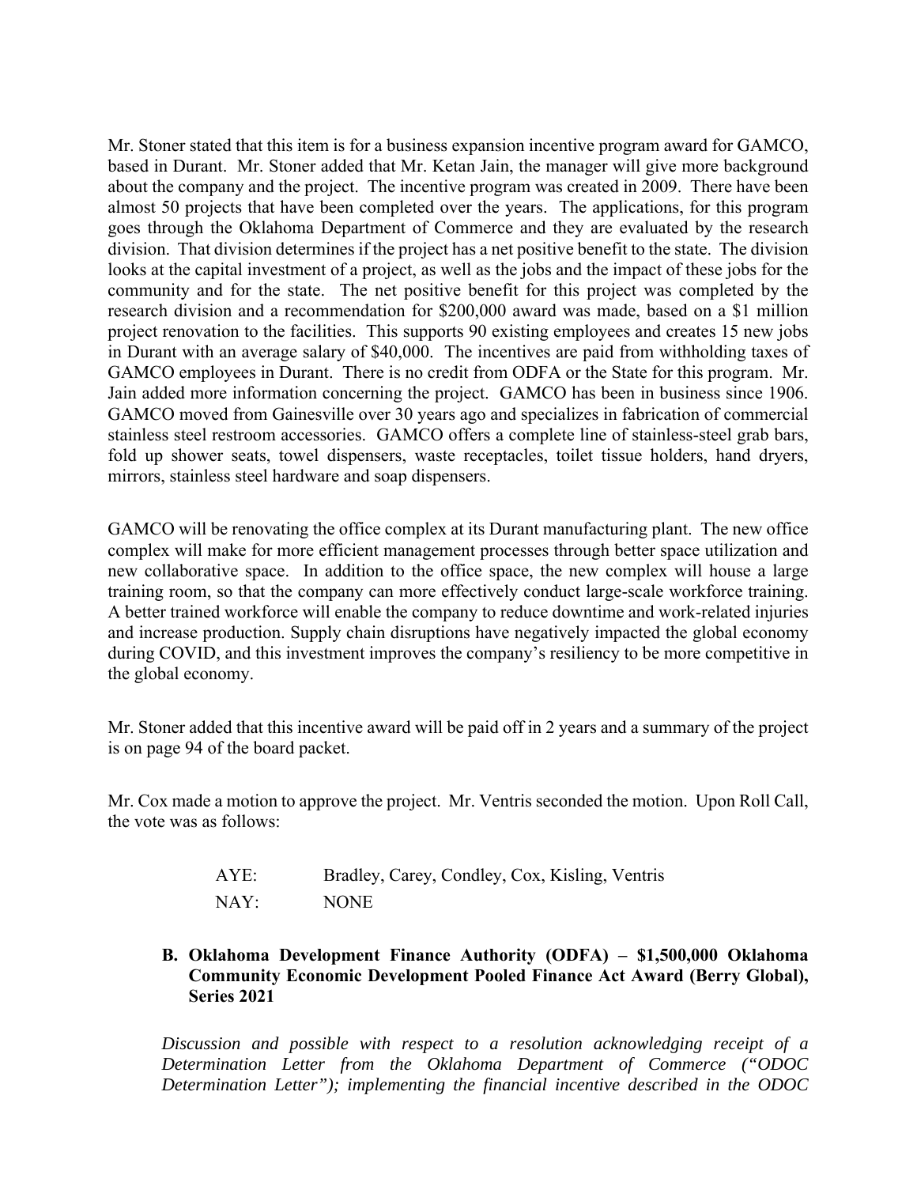Mr. Stoner stated that this item is for a business expansion incentive program award for GAMCO, based in Durant. Mr. Stoner added that Mr. Ketan Jain, the manager will give more background about the company and the project. The incentive program was created in 2009. There have been almost 50 projects that have been completed over the years. The applications, for this program goes through the Oklahoma Department of Commerce and they are evaluated by the research division. That division determines if the project has a net positive benefit to the state. The division looks at the capital investment of a project, as well as the jobs and the impact of these jobs for the community and for the state. The net positive benefit for this project was completed by the research division and a recommendation for $200,000 award was made, based on a $1 million project renovation to the facilities. This supports 90 existing employees and creates 15 new jobs in Durant with an average salary of $40,000. The incentives are paid from withholding taxes of GAMCO employees in Durant. There is no credit from ODFA or the State for this program. Mr. Jain added more information concerning the project. GAMCO has been in business since 1906. GAMCO moved from Gainesville over 30 years ago and specializes in fabrication of commercial stainless steel restroom accessories. GAMCO offers a complete line of stainless-steel grab bars, fold up shower seats, towel dispensers, waste receptacles, toilet tissue holders, hand dryers, mirrors, stainless steel hardware and soap dispensers.

GAMCO will be renovating the office complex at its Durant manufacturing plant. The new office complex will make for more efficient management processes through better space utilization and new collaborative space. In addition to the office space, the new complex will house a large training room, so that the company can more effectively conduct large-scale workforce training. A better trained workforce will enable the company to reduce downtime and work-related injuries and increase production. Supply chain disruptions have negatively impacted the global economy during COVID, and this investment improves the company's resiliency to be more competitive in the global economy.

Mr. Stoner added that this incentive award will be paid off in 2 years and a summary of the project is on page 94 of the board packet.

Mr. Cox made a motion to approve the project. Mr. Ventris seconded the motion. Upon Roll Call, the vote was as follows:

AYE: Bradley, Carey, Condley, Cox, Kisling, Ventris

NAY: NONE

**B. Oklahoma Development Finance Authority (ODFA) – $1,500,000 Oklahoma Community Economic Development Pooled Finance Act Award (Berry Global), Series 2021**

*Discussion and possible with respect to a resolution acknowledging receipt of a Determination Letter from the Oklahoma Department of Commerce ("ODOC Determination Letter"); implementing the financial incentive described in the ODOC*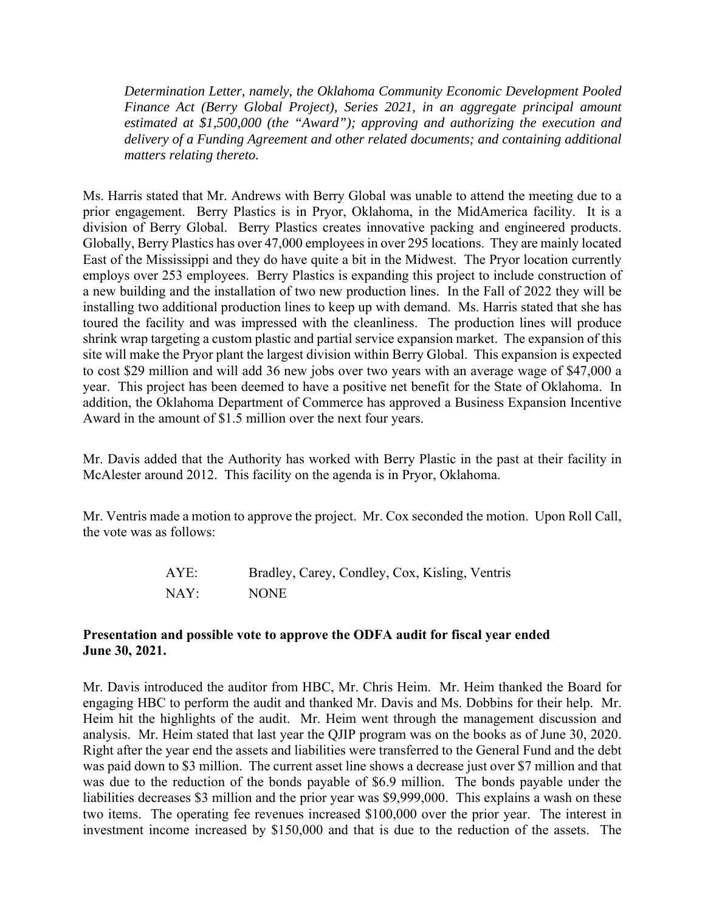*Determination Letter, namely, the Oklahoma Community Economic Development Pooled Finance Act (Berry Global Project), Series 2021, in an aggregate principal amount estimated at $1,500,000 (the "Award"); approving and authorizing the execution and delivery of a Funding Agreement and other related documents; and containing additional matters relating thereto.*

Ms. Harris stated that Mr. Andrews with Berry Global was unable to attend the meeting due to a prior engagement. Berry Plastics is in Pryor, Oklahoma, in the MidAmerica facility. It is a division of Berry Global. Berry Plastics creates innovative packing and engineered products. Globally, Berry Plastics has over 47,000 employees in over 295 locations. They are mainly located East of the Mississippi and they do have quite a bit in the Midwest. The Pryor location currently employs over 253 employees. Berry Plastics is expanding this project to include construction of a new building and the installation of two new production lines. In the Fall of 2022 they will be installing two additional production lines to keep up with demand. Ms. Harris stated that she has toured the facility and was impressed with the cleanliness. The production lines will produce shrink wrap targeting a custom plastic and partial service expansion market. The expansion of this site will make the Pryor plant the largest division within Berry Global. This expansion is expected to cost $29 million and will add 36 new jobs over two years with an average wage of $47,000 a year. This project has been deemed to have a positive net benefit for the State of Oklahoma. In addition, the Oklahoma Department of Commerce has approved a Business Expansion Incentive Award in the amount of $1.5 million over the next four years.

Mr. Davis added that the Authority has worked with Berry Plastic in the past at their facility in McAlester around 2012. This facility on the agenda is in Pryor, Oklahoma.

Mr. Ventris made a motion to approve the project. Mr. Cox seconded the motion. Upon Roll Call, the vote was as follows:

AYE: Bradley, Carey, Condley, Cox, Kisling, Ventris
NAY: NONE

**Presentation and possible vote to approve the ODFA audit for fiscal year ended June 30, 2021.**

Mr. Davis introduced the auditor from HBC, Mr. Chris Heim. Mr. Heim thanked the Board for engaging HBC to perform the audit and thanked Mr. Davis and Ms. Dobbins for their help. Mr. Heim hit the highlights of the audit. Mr. Heim went through the management discussion and analysis. Mr. Heim stated that last year the QJIP program was on the books as of June 30, 2020. Right after the year end the assets and liabilities were transferred to the General Fund and the debt was paid down to $3 million. The current asset line shows a decrease just over $7 million and that was due to the reduction of the bonds payable of $6.9 million. The bonds payable under the liabilities decreases $3 million and the prior year was $9,999,000. This explains a wash on these two items. The operating fee revenues increased $100,000 over the prior year. The interest in investment income increased by $150,000 and that is due to the reduction of the assets. The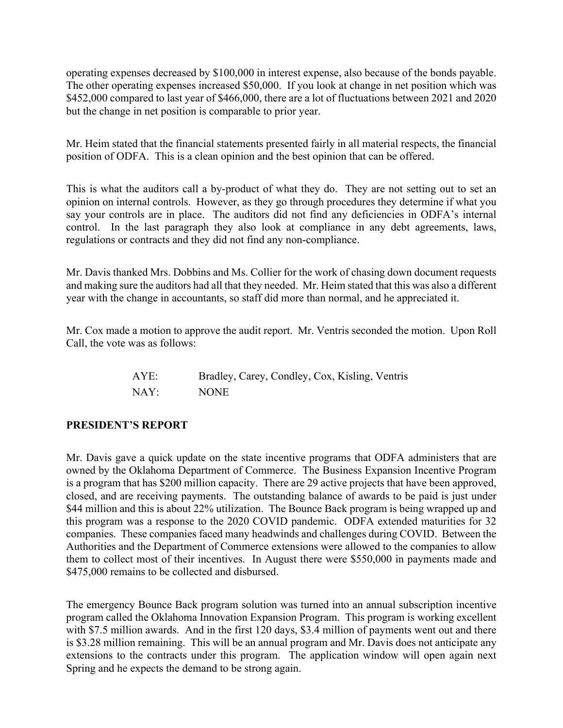operating expenses decreased by $100,000 in interest expense, also because of the bonds payable. The other operating expenses increased $50,000. If you look at change in net position which was $452,000 compared to last year of $466,000, there are a lot of fluctuations between 2021 and 2020 but the change in net position is comparable to prior year.

Mr. Heim stated that the financial statements presented fairly in all material respects, the financial position of ODFA. This is a clean opinion and the best opinion that can be offered.

This is what the auditors call a by-product of what they do. They are not setting out to set an opinion on internal controls. However, as they go through procedures they determine if what you say your controls are in place. The auditors did not find any deficiencies in ODFA's internal control. In the last paragraph they also look at compliance in any debt agreements, laws, regulations or contracts and they did not find any non-compliance.

Mr. Davis thanked Mrs. Dobbins and Ms. Collier for the work of chasing down document requests and making sure the auditors had all that they needed. Mr. Heim stated that this was also a different year with the change in accountants, so staff did more than normal, and he appreciated it.

Mr. Cox made a motion to approve the audit report. Mr. Ventris seconded the motion. Upon Roll Call, the vote was as follows:

AYE: Bradley, Carey, Condley, Cox, Kisling, Ventris
NAY: NONE

**PRESIDENT'S REPORT**

Mr. Davis gave a quick update on the state incentive programs that ODFA administers that are owned by the Oklahoma Department of Commerce. The Business Expansion Incentive Program is a program that has $200 million capacity. There are 29 active projects that have been approved, closed, and are receiving payments. The outstanding balance of awards to be paid is just under $44 million and this is about 22% utilization. The Bounce Back program is being wrapped up and this program was a response to the 2020 COVID pandemic. ODFA extended maturities for 32 companies. These companies faced many headwinds and challenges during COVID. Between the Authorities and the Department of Commerce extensions were allowed to the companies to allow them to collect most of their incentives. In August there were $550,000 in payments made and $475,000 remains to be collected and disbursed.

The emergency Bounce Back program solution was turned into an annual subscription incentive program called the Oklahoma Innovation Expansion Program. This program is working excellent with $7.5 million awards. And in the first 120 days, $3.4 million of payments went out and there is $3.28 million remaining. This will be an annual program and Mr. Davis does not anticipate any extensions to the contracts under this program. The application window will open again next Spring and he expects the demand to be strong again.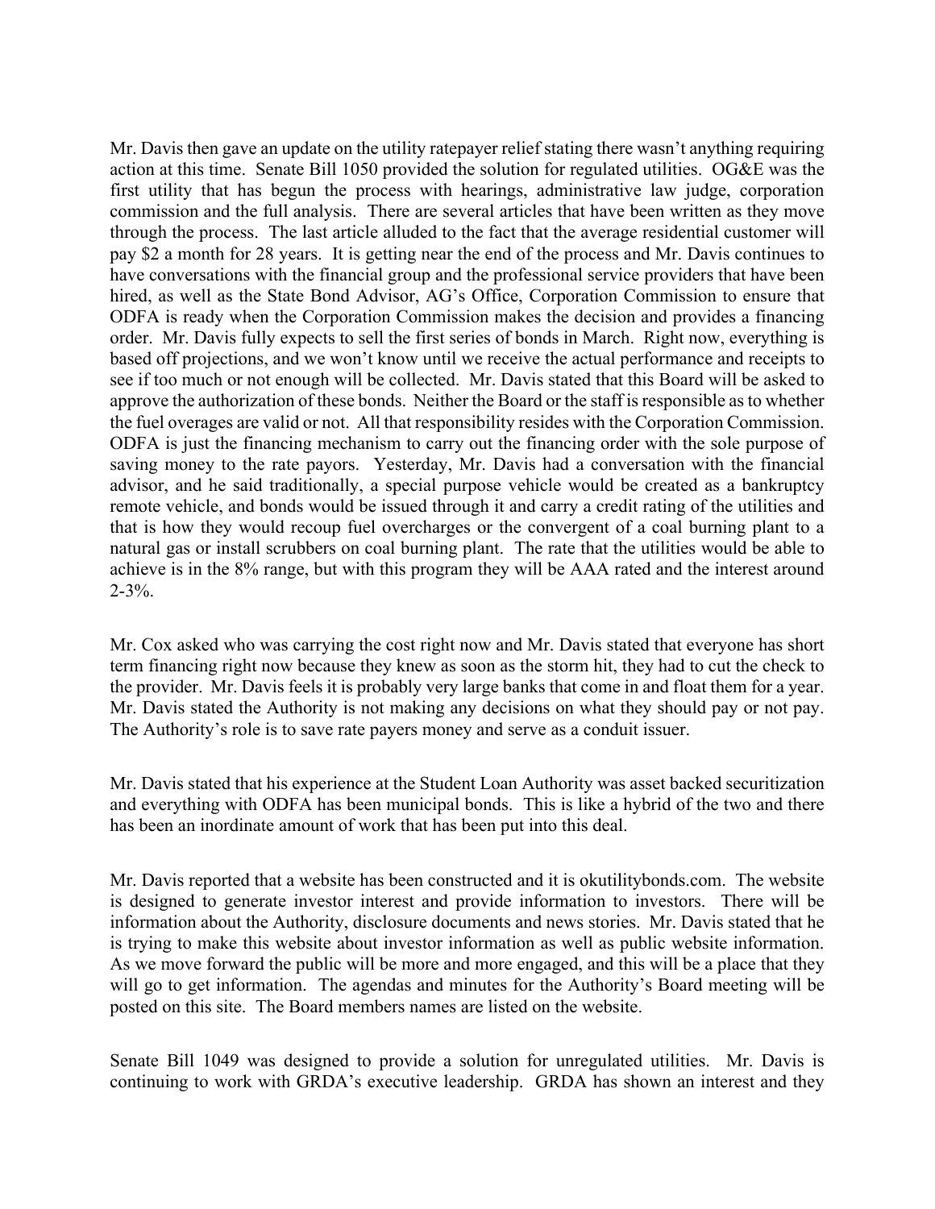Mr. Davis then gave an update on the utility ratepayer relief stating there wasn't anything requiring action at this time. Senate Bill 1050 provided the solution for regulated utilities. OG&E was the first utility that has begun the process with hearings, administrative law judge, corporation commission and the full analysis. There are several articles that have been written as they move through the process. The last article alluded to the fact that the average residential customer will pay $2 a month for 28 years. It is getting near the end of the process and Mr. Davis continues to have conversations with the financial group and the professional service providers that have been hired, as well as the State Bond Advisor, AG's Office, Corporation Commission to ensure that ODFA is ready when the Corporation Commission makes the decision and provides a financing order. Mr. Davis fully expects to sell the first series of bonds in March. Right now, everything is based off projections, and we won't know until we receive the actual performance and receipts to see if too much or not enough will be collected. Mr. Davis stated that this Board will be asked to approve the authorization of these bonds. Neither the Board or the staff is responsible as to whether the fuel overages are valid or not. All that responsibility resides with the Corporation Commission. ODFA is just the financing mechanism to carry out the financing order with the sole purpose of saving money to the rate payors. Yesterday, Mr. Davis had a conversation with the financial advisor, and he said traditionally, a special purpose vehicle would be created as a bankruptcy remote vehicle, and bonds would be issued through it and carry a credit rating of the utilities and that is how they would recoup fuel overcharges or the convergent of a coal burning plant to a natural gas or install scrubbers on coal burning plant. The rate that the utilities would be able to achieve is in the 8% range, but with this program they will be AAA rated and the interest around 2-3%.

Mr. Cox asked who was carrying the cost right now and Mr. Davis stated that everyone has short term financing right now because they knew as soon as the storm hit, they had to cut the check to the provider. Mr. Davis feels it is probably very large banks that come in and float them for a year. Mr. Davis stated the Authority is not making any decisions on what they should pay or not pay. The Authority's role is to save rate payers money and serve as a conduit issuer.

Mr. Davis stated that his experience at the Student Loan Authority was asset backed securitization and everything with ODFA has been municipal bonds. This is like a hybrid of the two and there has been an inordinate amount of work that has been put into this deal.

Mr. Davis reported that a website has been constructed and it is okutilitybonds.com. The website is designed to generate investor interest and provide information to investors. There will be information about the Authority, disclosure documents and news stories. Mr. Davis stated that he is trying to make this website about investor information as well as public website information. As we move forward the public will be more and more engaged, and this will be a place that they will go to get information. The agendas and minutes for the Authority's Board meeting will be posted on this site. The Board members names are listed on the website.

Senate Bill 1049 was designed to provide a solution for unregulated utilities. Mr. Davis is continuing to work with GRDA's executive leadership. GRDA has shown an interest and they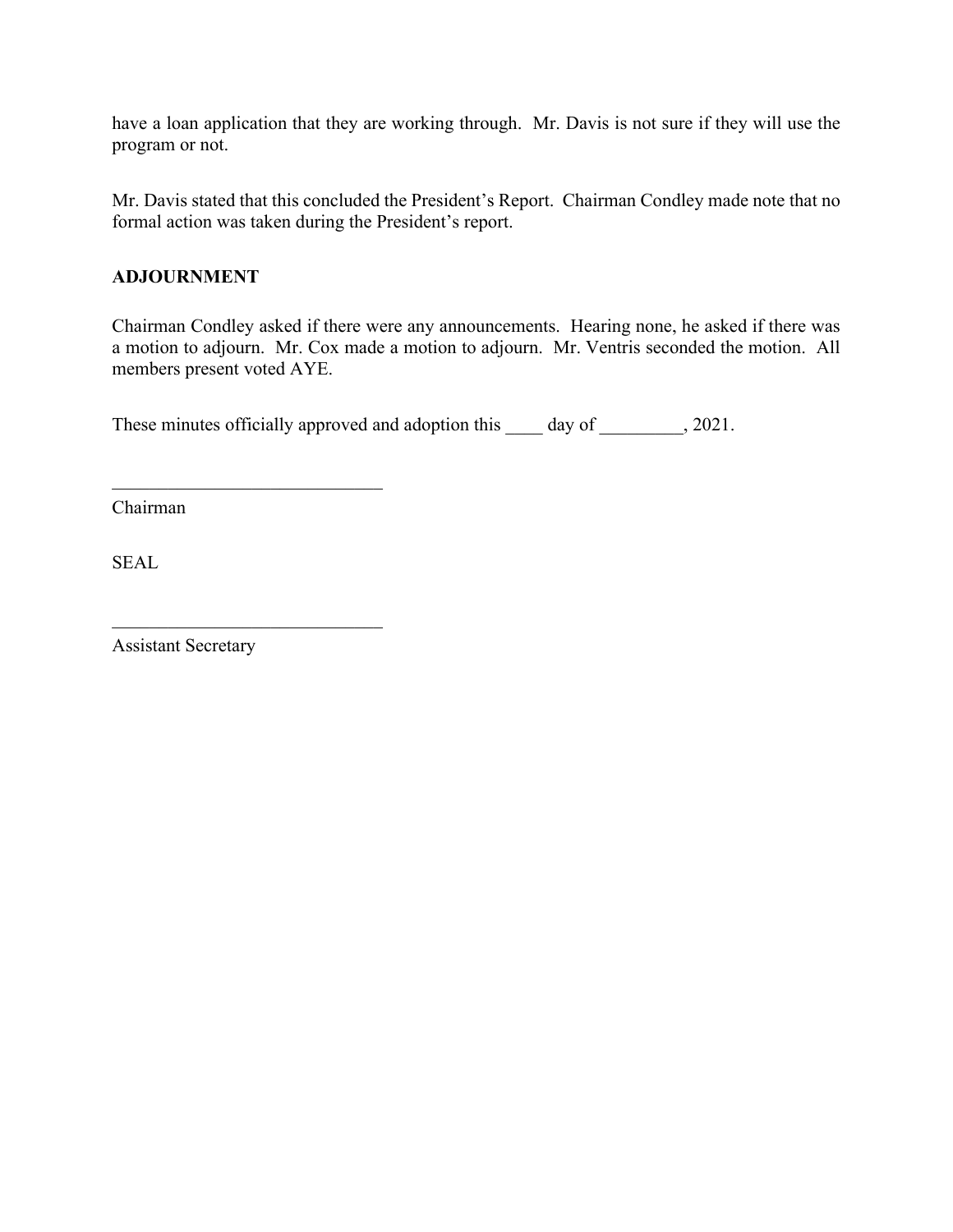have a loan application that they are working through. Mr. Davis is not sure if they will use the program or not.

Mr. Davis stated that this concluded the President's Report. Chairman Condley made note that no formal action was taken during the President's report.

**ADJOURNMENT**

Chairman Condley asked if there were any announcements. Hearing none, he asked if there was a motion to adjourn. Mr. Cox made a motion to adjourn. Mr. Ventris seconded the motion. All members present voted AYE.

These minutes officially approved and adoption this ____ day of _________, 2021.

______________________________
Chairman

SEAL

______________________________
Assistant Secretary